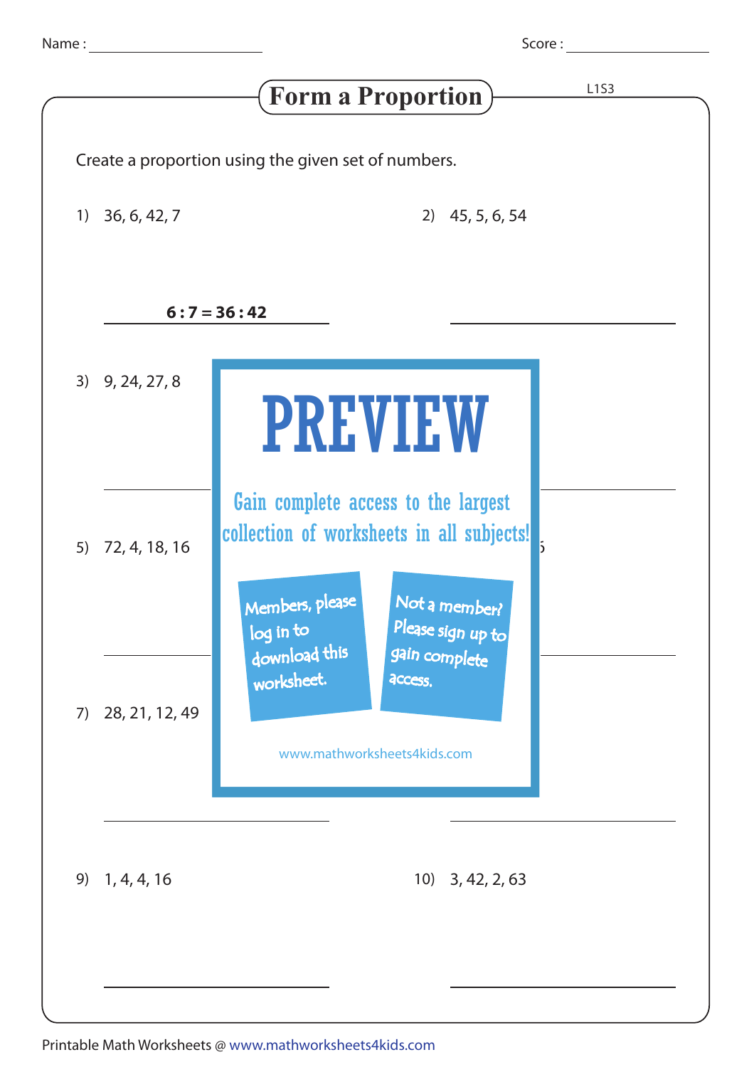Name : ____________________ Score : ____________________

# Form a Proportion

L1S3

Create a proportion using the given set of numbers.

1) 36, 6, 42, 7

**6 : 7 = 36 : 42**

2) 45, 5, 6, 54

______________________

3) 9, 24, 27, 8

______________________

5) 72, 4, 18, 16

______________________

7) 28, 21, 12, 49

______________________

9) 1, 4, 4, 16

______________________

10) 3, 42, 2, 63

______________________

PREVIEW

Gain complete access to the largest collection of worksheets in all subjects!

Members, please log in to download this worksheet.

Not a member? Please sign up to gain complete access.

www.mathworksheets4kids.com

Printable Math Worksheets @ www.mathworksheets4kids.com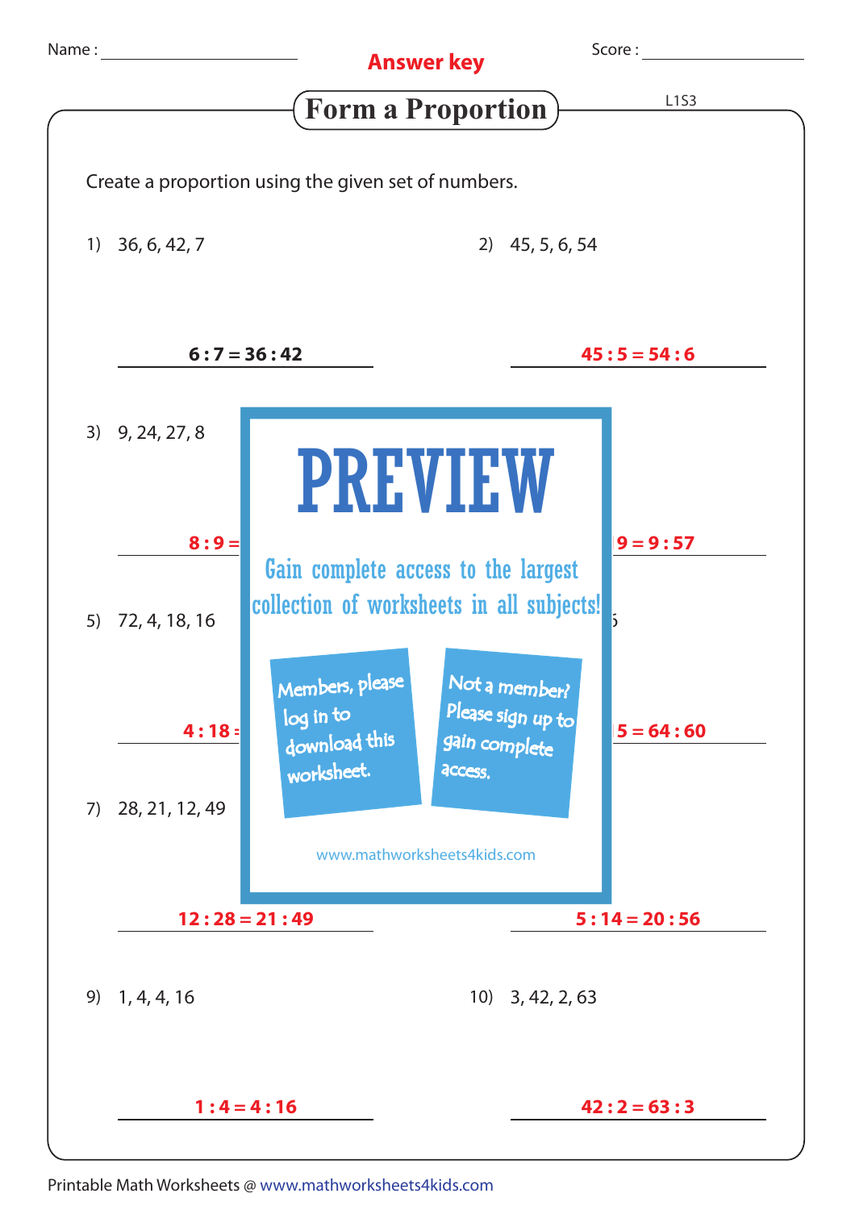Name : Answer key Score :

# Form a Proportion

L1S3

Create a proportion using the given set of numbers.

1) 36, 6, 42, 7

**6 : 7 = 36 : 42**

2) 45, 5, 6, 54

**45 : 5 = 54 : 6**

3) 9, 24, 27, 8

**8 : 9 =**

**9 = 9 : 57**

PREVIEW

Gain complete access to the largest collection of worksheets in all subjects!

Members, please log in to download this worksheet.

Not a member? Please sign up to gain complete access.

www.mathworksheets4kids.com

5) 72, 4, 18, 16

**4 : 18 =**

**5 = 64 : 60**

7) 28, 21, 12, 49

**12 : 28 = 21 : 49**

**5 : 14 = 20 : 56**

9) 1, 4, 4, 16

**1 : 4 = 4 : 16**

10) 3, 42, 2, 63

**42 : 2 = 63 : 3**

Printable Math Worksheets @ www.mathworksheets4kids.com